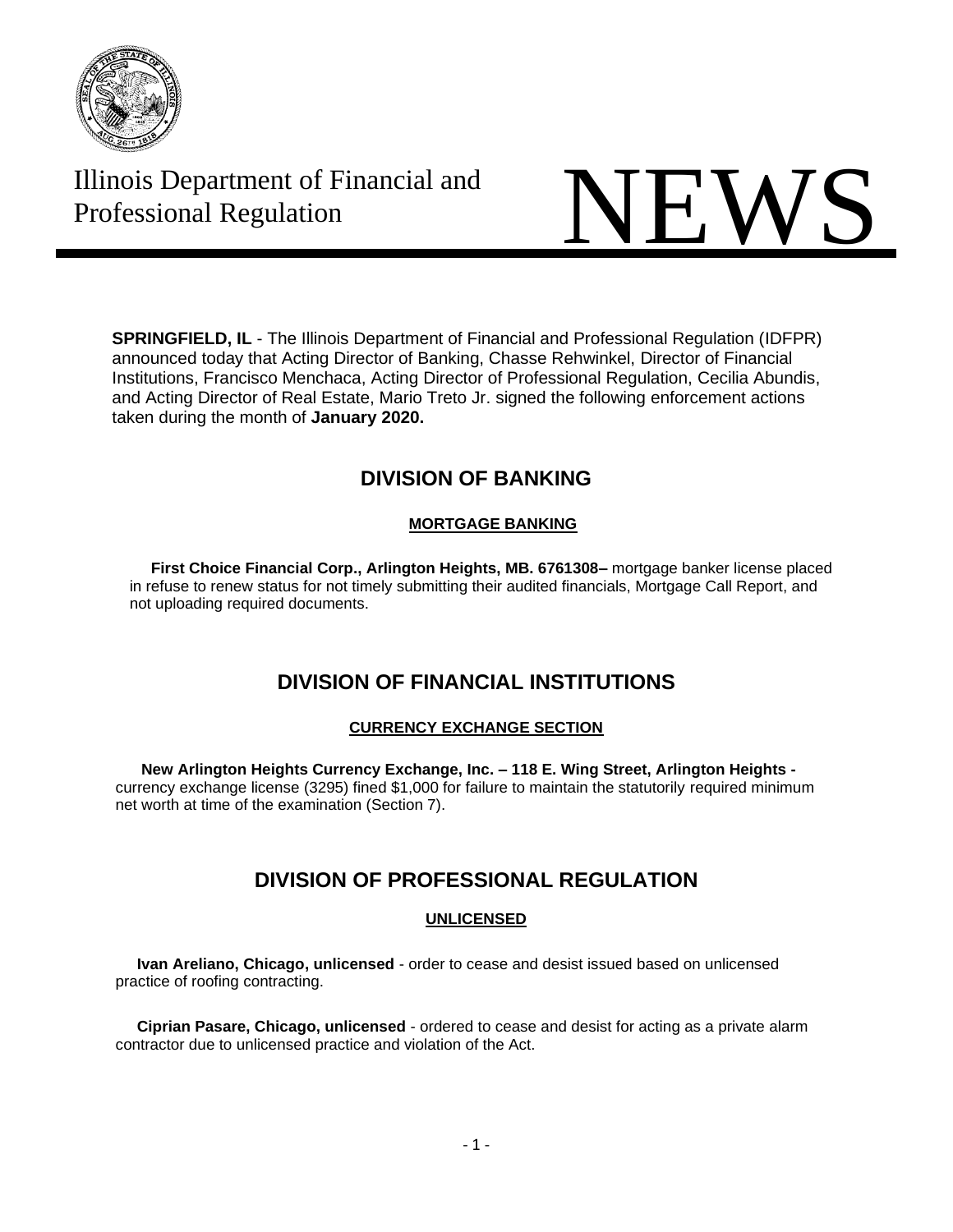Illinois Department of Financial and Professional Regulation

# NEWS

**SPRINGFIELD, IL** - The Illinois Department of Financial and Professional Regulation (IDFPR) announced today that Acting Director of Banking, Chasse Rehwinkel, Director of Financial Institutions, Francisco Menchaca, Acting Director of Professional Regulation, Cecilia Abundis, and Acting Director of Real Estate, Mario Treto Jr. signed the following enforcement actions taken during the month of **January 2020.**

## DIVISION OF BANKING

### MORTGAGE BANKING

**First Choice Financial Corp., Arlington Heights, MB. 6761308–** mortgage banker license placed in refuse to renew status for not timely submitting their audited financials, Mortgage Call Report, and not uploading required documents.

## DIVISION OF FINANCIAL INSTITUTIONS

### CURRENCY EXCHANGE SECTION

**New Arlington Heights Currency Exchange, Inc. – 118 E. Wing Street, Arlington Heights -** currency exchange license (3295) fined $1,000 for failure to maintain the statutorily required minimum net worth at time of the examination (Section 7).

## DIVISION OF PROFESSIONAL REGULATION

### UNLICENSED

**Ivan Areliano, Chicago, unlicensed** - order to cease and desist issued based on unlicensed practice of roofing contracting.

**Ciprian Pasare, Chicago, unlicensed** - ordered to cease and desist for acting as a private alarm contractor due to unlicensed practice and violation of the Act.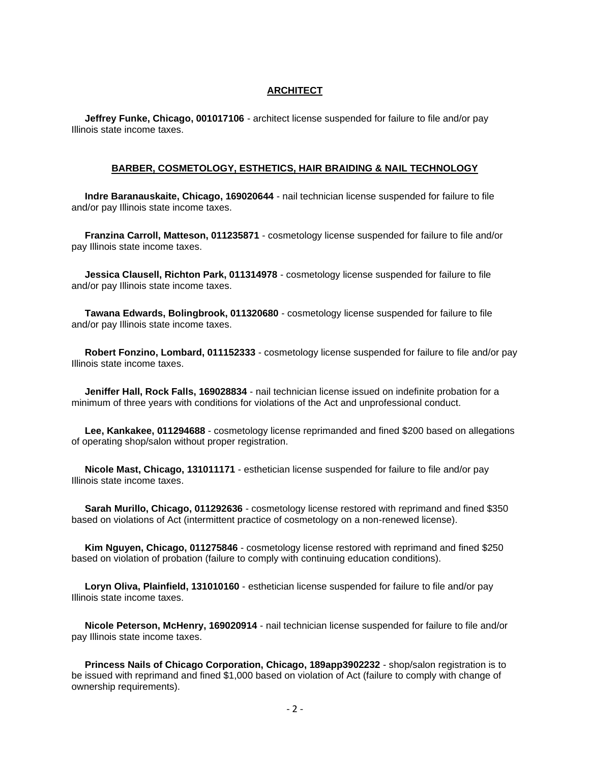## ARCHITECT

**Jeffrey Funke, Chicago, 001017106** - architect license suspended for failure to file and/or pay Illinois state income taxes.

## BARBER, COSMETOLOGY, ESTHETICS, HAIR BRAIDING & NAIL TECHNOLOGY

**Indre Baranauskaite, Chicago, 169020644** - nail technician license suspended for failure to file and/or pay Illinois state income taxes.

**Franzina Carroll, Matteson, 011235871** - cosmetology license suspended for failure to file and/or pay Illinois state income taxes.

**Jessica Clausell, Richton Park, 011314978** - cosmetology license suspended for failure to file and/or pay Illinois state income taxes.

**Tawana Edwards, Bolingbrook, 011320680** - cosmetology license suspended for failure to file and/or pay Illinois state income taxes.

**Robert Fonzino, Lombard, 011152333** - cosmetology license suspended for failure to file and/or pay Illinois state income taxes.

**Jeniffer Hall, Rock Falls, 169028834** - nail technician license issued on indefinite probation for a minimum of three years with conditions for violations of the Act and unprofessional conduct.

**Lee, Kankakee, 011294688** - cosmetology license reprimanded and fined $200 based on allegations of operating shop/salon without proper registration.

**Nicole Mast, Chicago, 131011171** - esthetician license suspended for failure to file and/or pay Illinois state income taxes.

**Sarah Murillo, Chicago, 011292636** - cosmetology license restored with reprimand and fined $350 based on violations of Act (intermittent practice of cosmetology on a non-renewed license).

**Kim Nguyen, Chicago, 011275846** - cosmetology license restored with reprimand and fined $250 based on violation of probation (failure to comply with continuing education conditions).

**Loryn Oliva, Plainfield, 131010160** - esthetician license suspended for failure to file and/or pay Illinois state income taxes.

**Nicole Peterson, McHenry, 169020914** - nail technician license suspended for failure to file and/or pay Illinois state income taxes.

**Princess Nails of Chicago Corporation, Chicago, 189app3902232** - shop/salon registration is to be issued with reprimand and fined $1,000 based on violation of Act (failure to comply with change of ownership requirements).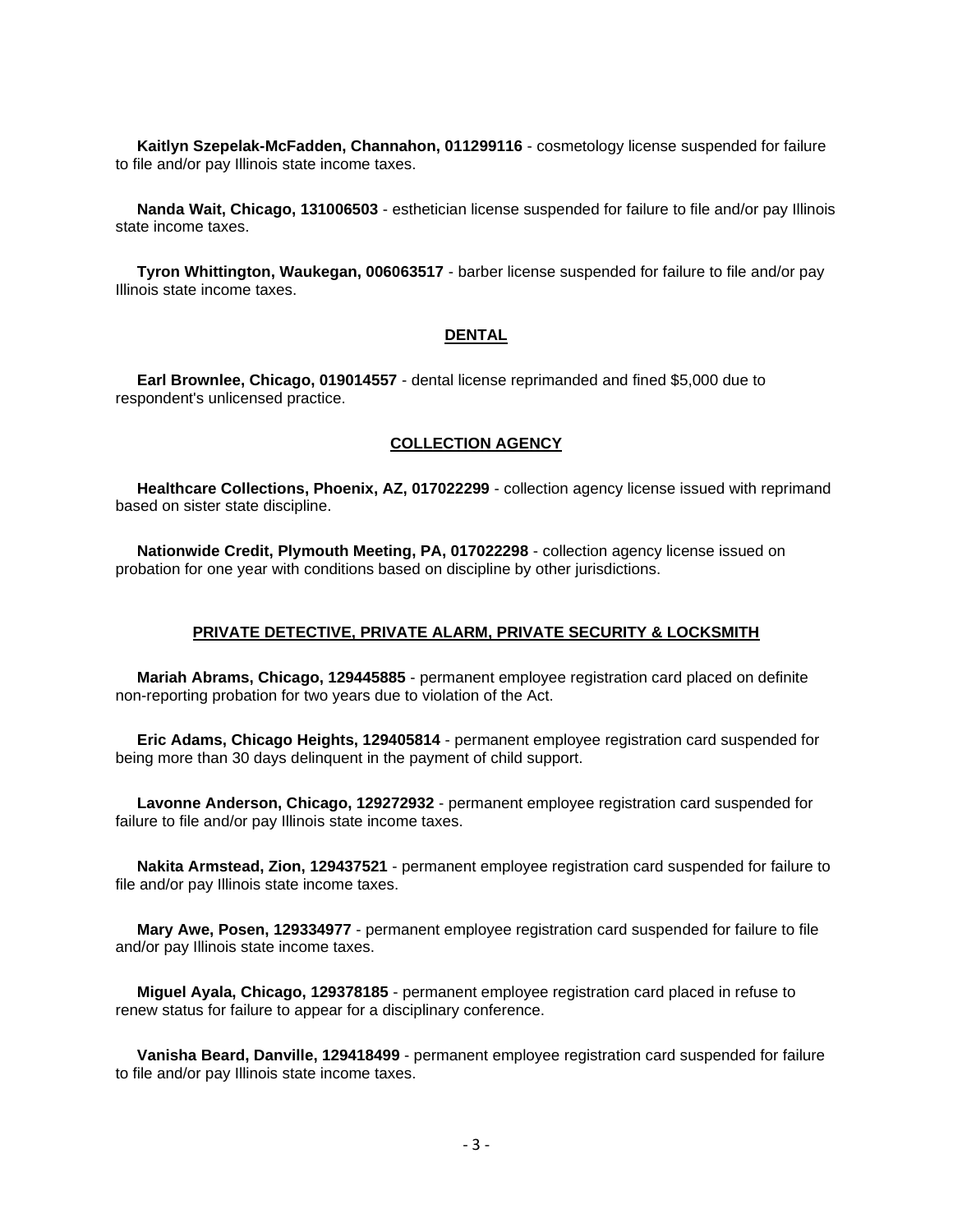**Kaitlyn Szepelak-McFadden, Channahon, 011299116** - cosmetology license suspended for failure to file and/or pay Illinois state income taxes.

**Nanda Wait, Chicago, 131006503** - esthetician license suspended for failure to file and/or pay Illinois state income taxes.

**Tyron Whittington, Waukegan, 006063517** - barber license suspended for failure to file and/or pay Illinois state income taxes.

## DENTAL

**Earl Brownlee, Chicago, 019014557** - dental license reprimanded and fined $5,000 due to respondent's unlicensed practice.

## COLLECTION AGENCY

**Healthcare Collections, Phoenix, AZ, 017022299** - collection agency license issued with reprimand based on sister state discipline.

**Nationwide Credit, Plymouth Meeting, PA, 017022298** - collection agency license issued on probation for one year with conditions based on discipline by other jurisdictions.

## PRIVATE DETECTIVE, PRIVATE ALARM, PRIVATE SECURITY & LOCKSMITH

**Mariah Abrams, Chicago, 129445885** - permanent employee registration card placed on definite non-reporting probation for two years due to violation of the Act.

**Eric Adams, Chicago Heights, 129405814** - permanent employee registration card suspended for being more than 30 days delinquent in the payment of child support.

**Lavonne Anderson, Chicago, 129272932** - permanent employee registration card suspended for failure to file and/or pay Illinois state income taxes.

**Nakita Armstead, Zion, 129437521** - permanent employee registration card suspended for failure to file and/or pay Illinois state income taxes.

**Mary Awe, Posen, 129334977** - permanent employee registration card suspended for failure to file and/or pay Illinois state income taxes.

**Miguel Ayala, Chicago, 129378185** - permanent employee registration card placed in refuse to renew status for failure to appear for a disciplinary conference.

**Vanisha Beard, Danville, 129418499** - permanent employee registration card suspended for failure to file and/or pay Illinois state income taxes.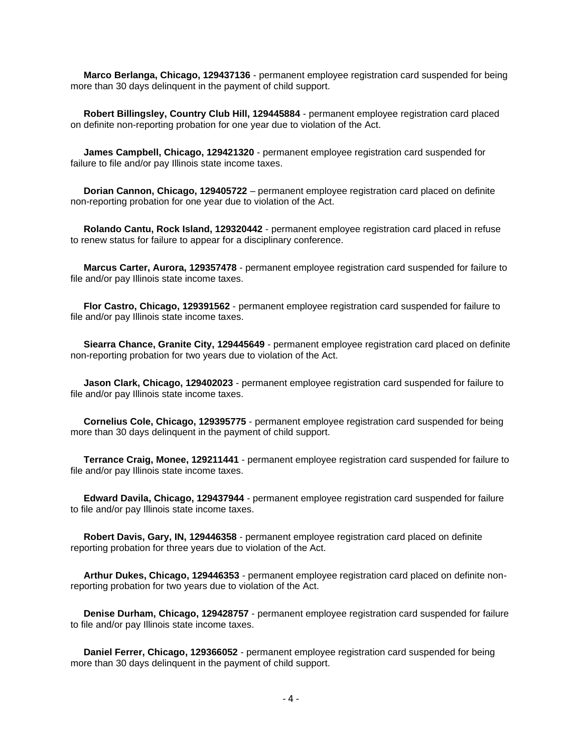**Marco Berlanga, Chicago, 129437136** - permanent employee registration card suspended for being more than 30 days delinquent in the payment of child support.

**Robert Billingsley, Country Club Hill, 129445884** - permanent employee registration card placed on definite non-reporting probation for one year due to violation of the Act.

**James Campbell, Chicago, 129421320** - permanent employee registration card suspended for failure to file and/or pay Illinois state income taxes.

**Dorian Cannon, Chicago, 129405722** – permanent employee registration card placed on definite non-reporting probation for one year due to violation of the Act.

**Rolando Cantu, Rock Island, 129320442** - permanent employee registration card placed in refuse to renew status for failure to appear for a disciplinary conference.

**Marcus Carter, Aurora, 129357478** - permanent employee registration card suspended for failure to file and/or pay Illinois state income taxes.

**Flor Castro, Chicago, 129391562** - permanent employee registration card suspended for failure to file and/or pay Illinois state income taxes.

**Siearra Chance, Granite City, 129445649** - permanent employee registration card placed on definite non-reporting probation for two years due to violation of the Act.

**Jason Clark, Chicago, 129402023** - permanent employee registration card suspended for failure to file and/or pay Illinois state income taxes.

**Cornelius Cole, Chicago, 129395775** - permanent employee registration card suspended for being more than 30 days delinquent in the payment of child support.

**Terrance Craig, Monee, 129211441** - permanent employee registration card suspended for failure to file and/or pay Illinois state income taxes.

**Edward Davila, Chicago, 129437944** - permanent employee registration card suspended for failure to file and/or pay Illinois state income taxes.

**Robert Davis, Gary, IN, 129446358** - permanent employee registration card placed on definite reporting probation for three years due to violation of the Act.

**Arthur Dukes, Chicago, 129446353** - permanent employee registration card placed on definite non-reporting probation for two years due to violation of the Act.

**Denise Durham, Chicago, 129428757** - permanent employee registration card suspended for failure to file and/or pay Illinois state income taxes.

**Daniel Ferrer, Chicago, 129366052** - permanent employee registration card suspended for being more than 30 days delinquent in the payment of child support.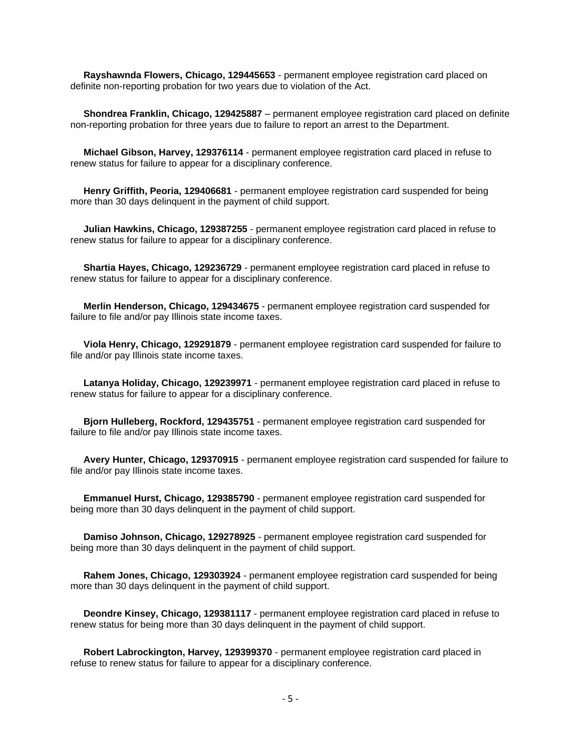**Rayshawnda Flowers, Chicago, 129445653** - permanent employee registration card placed on definite non-reporting probation for two years due to violation of the Act.

**Shondrea Franklin, Chicago, 129425887** – permanent employee registration card placed on definite non-reporting probation for three years due to failure to report an arrest to the Department.

**Michael Gibson, Harvey, 129376114** - permanent employee registration card placed in refuse to renew status for failure to appear for a disciplinary conference.

**Henry Griffith, Peoria, 129406681** - permanent employee registration card suspended for being more than 30 days delinquent in the payment of child support.

**Julian Hawkins, Chicago, 129387255** - permanent employee registration card placed in refuse to renew status for failure to appear for a disciplinary conference.

**Shartia Hayes, Chicago, 129236729** - permanent employee registration card placed in refuse to renew status for failure to appear for a disciplinary conference.

**Merlin Henderson, Chicago, 129434675** - permanent employee registration card suspended for failure to file and/or pay Illinois state income taxes.

**Viola Henry, Chicago, 129291879** - permanent employee registration card suspended for failure to file and/or pay Illinois state income taxes.

**Latanya Holiday, Chicago, 129239971** - permanent employee registration card placed in refuse to renew status for failure to appear for a disciplinary conference.

**Bjorn Hulleberg, Rockford, 129435751** - permanent employee registration card suspended for failure to file and/or pay Illinois state income taxes.

**Avery Hunter, Chicago, 129370915** - permanent employee registration card suspended for failure to file and/or pay Illinois state income taxes.

**Emmanuel Hurst, Chicago, 129385790** - permanent employee registration card suspended for being more than 30 days delinquent in the payment of child support.

**Damiso Johnson, Chicago, 129278925** - permanent employee registration card suspended for being more than 30 days delinquent in the payment of child support.

**Rahem Jones, Chicago, 129303924** - permanent employee registration card suspended for being more than 30 days delinquent in the payment of child support.

**Deondre Kinsey, Chicago, 129381117** - permanent employee registration card placed in refuse to renew status for being more than 30 days delinquent in the payment of child support.

**Robert Labrockington, Harvey, 129399370** - permanent employee registration card placed in refuse to renew status for failure to appear for a disciplinary conference.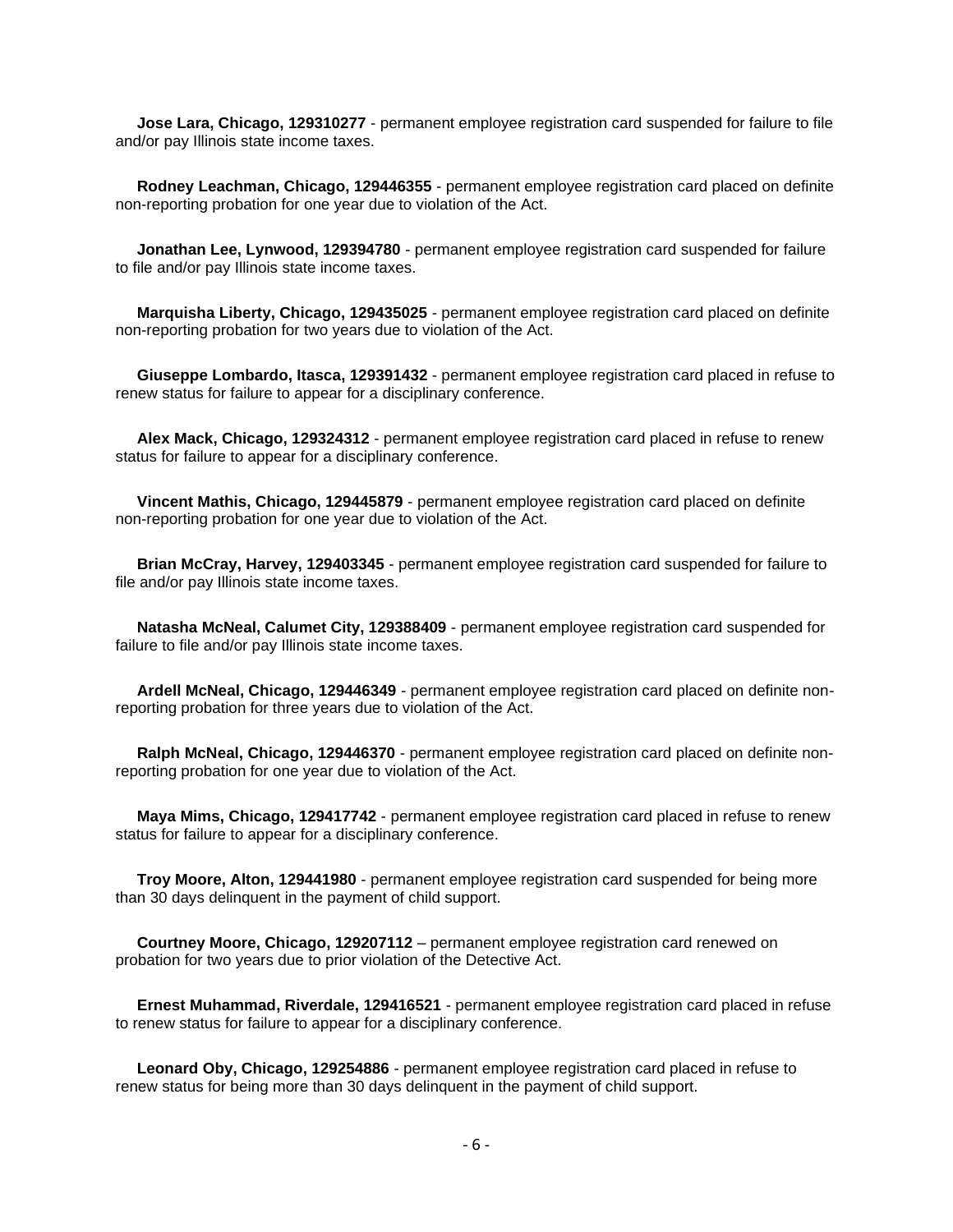**Jose Lara, Chicago, 129310277** - permanent employee registration card suspended for failure to file and/or pay Illinois state income taxes.

**Rodney Leachman, Chicago, 129446355** - permanent employee registration card placed on definite non-reporting probation for one year due to violation of the Act.

**Jonathan Lee, Lynwood, 129394780** - permanent employee registration card suspended for failure to file and/or pay Illinois state income taxes.

**Marquisha Liberty, Chicago, 129435025** - permanent employee registration card placed on definite non-reporting probation for two years due to violation of the Act.

**Giuseppe Lombardo, Itasca, 129391432** - permanent employee registration card placed in refuse to renew status for failure to appear for a disciplinary conference.

**Alex Mack, Chicago, 129324312** - permanent employee registration card placed in refuse to renew status for failure to appear for a disciplinary conference.

**Vincent Mathis, Chicago, 129445879** - permanent employee registration card placed on definite non-reporting probation for one year due to violation of the Act.

**Brian McCray, Harvey, 129403345** - permanent employee registration card suspended for failure to file and/or pay Illinois state income taxes.

**Natasha McNeal, Calumet City, 129388409** - permanent employee registration card suspended for failure to file and/or pay Illinois state income taxes.

**Ardell McNeal, Chicago, 129446349** - permanent employee registration card placed on definite non-reporting probation for three years due to violation of the Act.

**Ralph McNeal, Chicago, 129446370** - permanent employee registration card placed on definite non-reporting probation for one year due to violation of the Act.

**Maya Mims, Chicago, 129417742** - permanent employee registration card placed in refuse to renew status for failure to appear for a disciplinary conference.

**Troy Moore, Alton, 129441980** - permanent employee registration card suspended for being more than 30 days delinquent in the payment of child support.

**Courtney Moore, Chicago, 129207112** – permanent employee registration card renewed on probation for two years due to prior violation of the Detective Act.

**Ernest Muhammad, Riverdale, 129416521** - permanent employee registration card placed in refuse to renew status for failure to appear for a disciplinary conference.

**Leonard Oby, Chicago, 129254886** - permanent employee registration card placed in refuse to renew status for being more than 30 days delinquent in the payment of child support.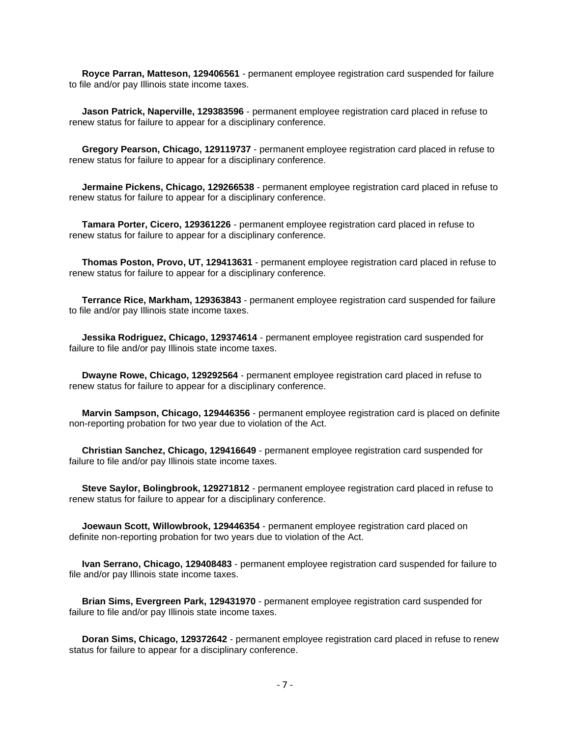**Royce Parran, Matteson, 129406561** - permanent employee registration card suspended for failure to file and/or pay Illinois state income taxes.

**Jason Patrick, Naperville, 129383596** - permanent employee registration card placed in refuse to renew status for failure to appear for a disciplinary conference.

**Gregory Pearson, Chicago, 129119737** - permanent employee registration card placed in refuse to renew status for failure to appear for a disciplinary conference.

**Jermaine Pickens, Chicago, 129266538** - permanent employee registration card placed in refuse to renew status for failure to appear for a disciplinary conference.

**Tamara Porter, Cicero, 129361226** - permanent employee registration card placed in refuse to renew status for failure to appear for a disciplinary conference.

**Thomas Poston, Provo, UT, 129413631** - permanent employee registration card placed in refuse to renew status for failure to appear for a disciplinary conference.

**Terrance Rice, Markham, 129363843** - permanent employee registration card suspended for failure to file and/or pay Illinois state income taxes.

**Jessika Rodriguez, Chicago, 129374614** - permanent employee registration card suspended for failure to file and/or pay Illinois state income taxes.

**Dwayne Rowe, Chicago, 129292564** - permanent employee registration card placed in refuse to renew status for failure to appear for a disciplinary conference.

**Marvin Sampson, Chicago, 129446356** - permanent employee registration card is placed on definite non-reporting probation for two year due to violation of the Act.

**Christian Sanchez, Chicago, 129416649** - permanent employee registration card suspended for failure to file and/or pay Illinois state income taxes.

**Steve Saylor, Bolingbrook, 129271812** - permanent employee registration card placed in refuse to renew status for failure to appear for a disciplinary conference.

**Joewaun Scott, Willowbrook, 129446354** - permanent employee registration card placed on definite non-reporting probation for two years due to violation of the Act.

**Ivan Serrano, Chicago, 129408483** - permanent employee registration card suspended for failure to file and/or pay Illinois state income taxes.

**Brian Sims, Evergreen Park, 129431970** - permanent employee registration card suspended for failure to file and/or pay Illinois state income taxes.

**Doran Sims, Chicago, 129372642** - permanent employee registration card placed in refuse to renew status for failure to appear for a disciplinary conference.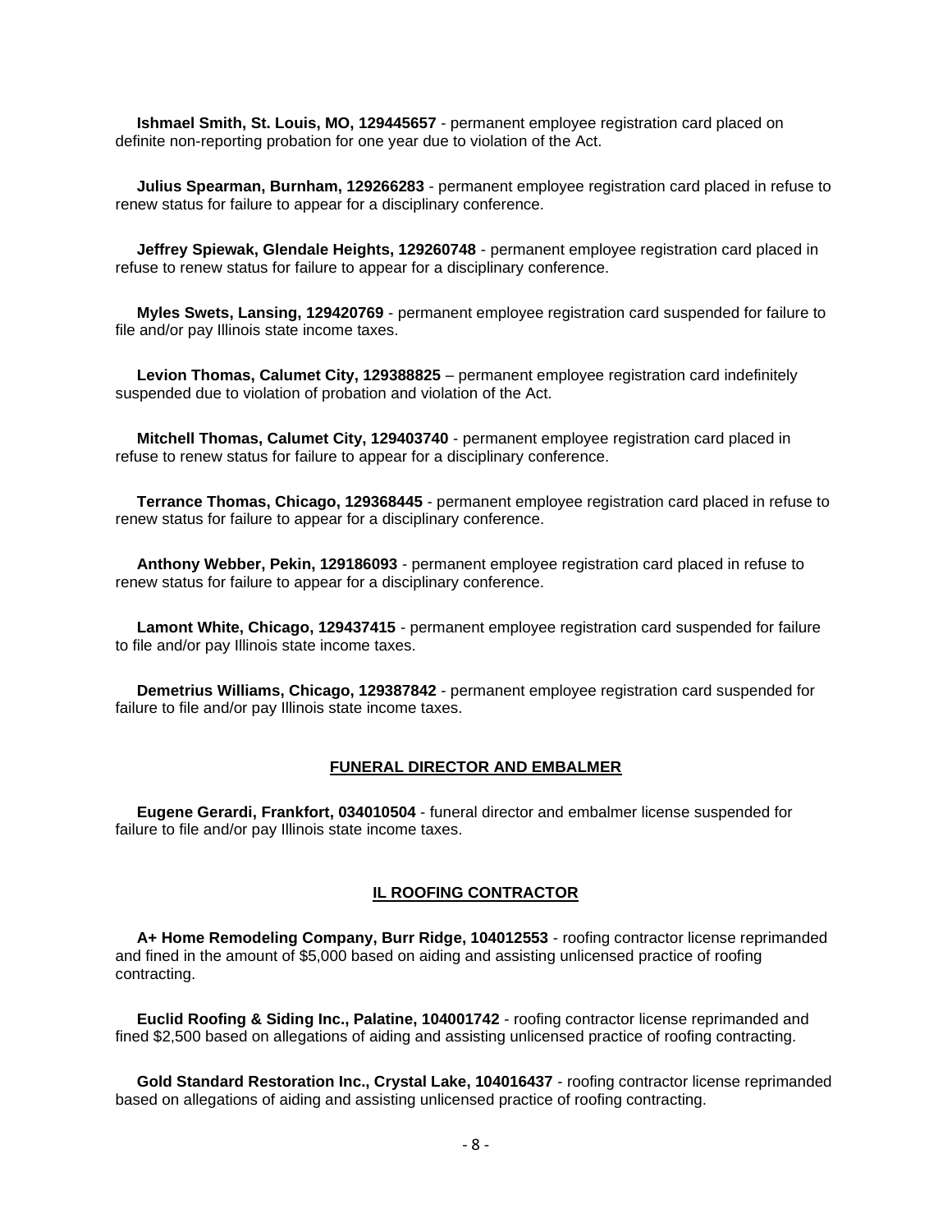**Ishmael Smith, St. Louis, MO, 129445657** - permanent employee registration card placed on definite non-reporting probation for one year due to violation of the Act.

**Julius Spearman, Burnham, 129266283** - permanent employee registration card placed in refuse to renew status for failure to appear for a disciplinary conference.

**Jeffrey Spiewak, Glendale Heights, 129260748** - permanent employee registration card placed in refuse to renew status for failure to appear for a disciplinary conference.

**Myles Swets, Lansing, 129420769** - permanent employee registration card suspended for failure to file and/or pay Illinois state income taxes.

**Levion Thomas, Calumet City, 129388825** – permanent employee registration card indefinitely suspended due to violation of probation and violation of the Act.

**Mitchell Thomas, Calumet City, 129403740** - permanent employee registration card placed in refuse to renew status for failure to appear for a disciplinary conference.

**Terrance Thomas, Chicago, 129368445** - permanent employee registration card placed in refuse to renew status for failure to appear for a disciplinary conference.

**Anthony Webber, Pekin, 129186093** - permanent employee registration card placed in refuse to renew status for failure to appear for a disciplinary conference.

**Lamont White, Chicago, 129437415** - permanent employee registration card suspended for failure to file and/or pay Illinois state income taxes.

**Demetrius Williams, Chicago, 129387842** - permanent employee registration card suspended for failure to file and/or pay Illinois state income taxes.

## FUNERAL DIRECTOR AND EMBALMER

**Eugene Gerardi, Frankfort, 034010504** - funeral director and embalmer license suspended for failure to file and/or pay Illinois state income taxes.

## IL ROOFING CONTRACTOR

**A+ Home Remodeling Company, Burr Ridge, 104012553** - roofing contractor license reprimanded and fined in the amount of $5,000 based on aiding and assisting unlicensed practice of roofing contracting.

**Euclid Roofing & Siding Inc., Palatine, 104001742** - roofing contractor license reprimanded and fined $2,500 based on allegations of aiding and assisting unlicensed practice of roofing contracting.

**Gold Standard Restoration Inc., Crystal Lake, 104016437** - roofing contractor license reprimanded based on allegations of aiding and assisting unlicensed practice of roofing contracting.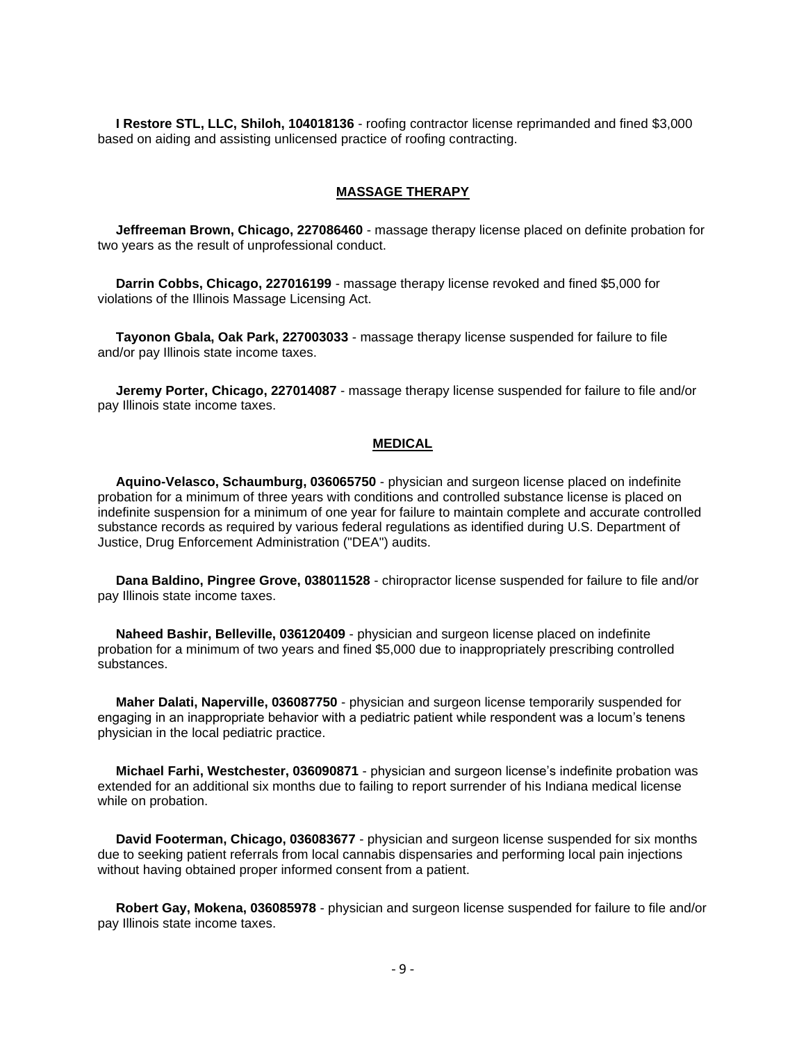**I Restore STL, LLC, Shiloh, 104018136** - roofing contractor license reprimanded and fined $3,000 based on aiding and assisting unlicensed practice of roofing contracting.

## MASSAGE THERAPY

**Jeffreeman Brown, Chicago, 227086460** - massage therapy license placed on definite probation for two years as the result of unprofessional conduct.

**Darrin Cobbs, Chicago, 227016199** - massage therapy license revoked and fined $5,000 for violations of the Illinois Massage Licensing Act.

**Tayonon Gbala, Oak Park, 227003033** - massage therapy license suspended for failure to file and/or pay Illinois state income taxes.

**Jeremy Porter, Chicago, 227014087** - massage therapy license suspended for failure to file and/or pay Illinois state income taxes.

## MEDICAL

**Aquino-Velasco, Schaumburg, 036065750** - physician and surgeon license placed on indefinite probation for a minimum of three years with conditions and controlled substance license is placed on indefinite suspension for a minimum of one year for failure to maintain complete and accurate controlled substance records as required by various federal regulations as identified during U.S. Department of Justice, Drug Enforcement Administration ("DEA") audits.

**Dana Baldino, Pingree Grove, 038011528** - chiropractor license suspended for failure to file and/or pay Illinois state income taxes.

**Naheed Bashir, Belleville, 036120409** - physician and surgeon license placed on indefinite probation for a minimum of two years and fined $5,000 due to inappropriately prescribing controlled substances.

**Maher Dalati, Naperville, 036087750** - physician and surgeon license temporarily suspended for engaging in an inappropriate behavior with a pediatric patient while respondent was a locum's tenens physician in the local pediatric practice.

**Michael Farhi, Westchester, 036090871** - physician and surgeon license's indefinite probation was extended for an additional six months due to failing to report surrender of his Indiana medical license while on probation.

**David Footerman, Chicago, 036083677** - physician and surgeon license suspended for six months due to seeking patient referrals from local cannabis dispensaries and performing local pain injections without having obtained proper informed consent from a patient.

**Robert Gay, Mokena, 036085978** - physician and surgeon license suspended for failure to file and/or pay Illinois state income taxes.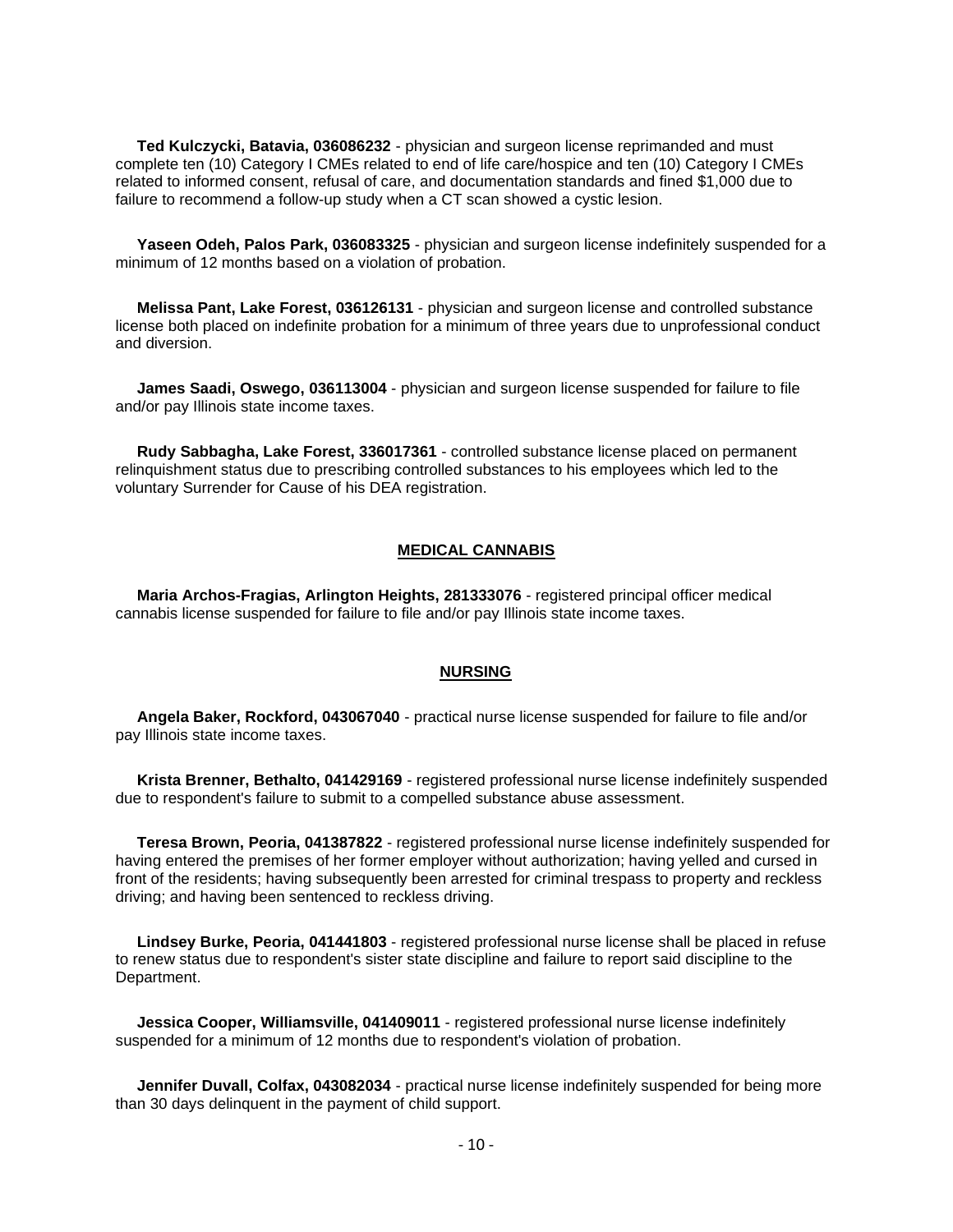**Ted Kulczycki, Batavia, 036086232** - physician and surgeon license reprimanded and must complete ten (10) Category I CMEs related to end of life care/hospice and ten (10) Category I CMEs related to informed consent, refusal of care, and documentation standards and fined $1,000 due to failure to recommend a follow-up study when a CT scan showed a cystic lesion.

**Yaseen Odeh, Palos Park, 036083325** - physician and surgeon license indefinitely suspended for a minimum of 12 months based on a violation of probation.

**Melissa Pant, Lake Forest, 036126131** - physician and surgeon license and controlled substance license both placed on indefinite probation for a minimum of three years due to unprofessional conduct and diversion.

**James Saadi, Oswego, 036113004** - physician and surgeon license suspended for failure to file and/or pay Illinois state income taxes.

**Rudy Sabbagha, Lake Forest, 336017361** - controlled substance license placed on permanent relinquishment status due to prescribing controlled substances to his employees which led to the voluntary Surrender for Cause of his DEA registration.

## MEDICAL CANNABIS

**Maria Archos-Fragias, Arlington Heights, 281333076** - registered principal officer medical cannabis license suspended for failure to file and/or pay Illinois state income taxes.

## NURSING

**Angela Baker, Rockford, 043067040** - practical nurse license suspended for failure to file and/or pay Illinois state income taxes.

**Krista Brenner, Bethalto, 041429169** - registered professional nurse license indefinitely suspended due to respondent's failure to submit to a compelled substance abuse assessment.

**Teresa Brown, Peoria, 041387822** - registered professional nurse license indefinitely suspended for having entered the premises of her former employer without authorization; having yelled and cursed in front of the residents; having subsequently been arrested for criminal trespass to property and reckless driving; and having been sentenced to reckless driving.

**Lindsey Burke, Peoria, 041441803** - registered professional nurse license shall be placed in refuse to renew status due to respondent's sister state discipline and failure to report said discipline to the Department.

**Jessica Cooper, Williamsville, 041409011** - registered professional nurse license indefinitely suspended for a minimum of 12 months due to respondent's violation of probation.

**Jennifer Duvall, Colfax, 043082034** - practical nurse license indefinitely suspended for being more than 30 days delinquent in the payment of child support.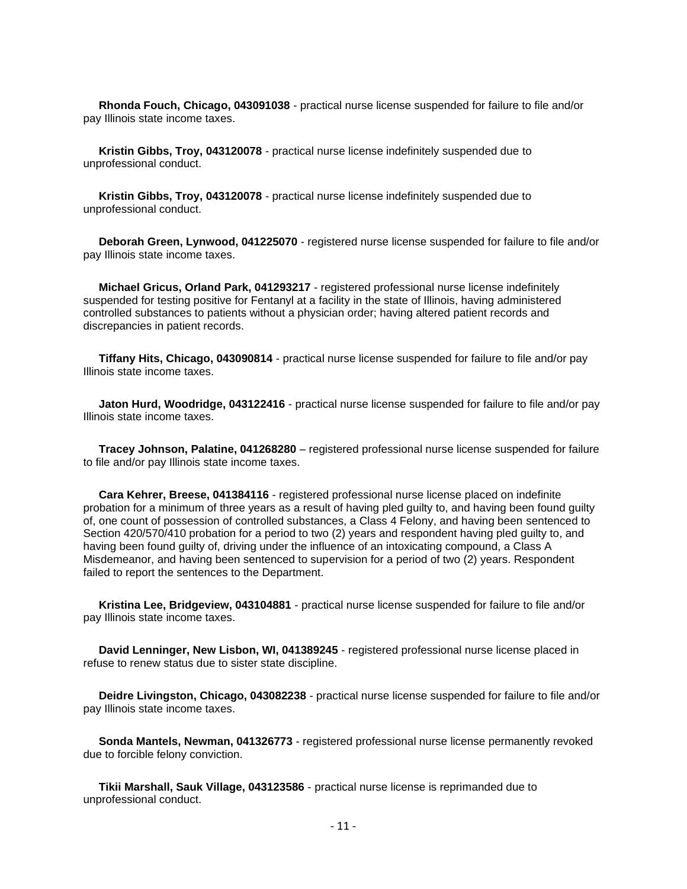**Rhonda Fouch, Chicago, 043091038** - practical nurse license suspended for failure to file and/or pay Illinois state income taxes.

**Kristin Gibbs, Troy, 043120078** - practical nurse license indefinitely suspended due to unprofessional conduct.

**Kristin Gibbs, Troy, 043120078** - practical nurse license indefinitely suspended due to unprofessional conduct.

**Deborah Green, Lynwood, 041225070** - registered nurse license suspended for failure to file and/or pay Illinois state income taxes.

**Michael Gricus, Orland Park, 041293217** - registered professional nurse license indefinitely suspended for testing positive for Fentanyl at a facility in the state of Illinois, having administered controlled substances to patients without a physician order; having altered patient records and discrepancies in patient records.

**Tiffany Hits, Chicago, 043090814** - practical nurse license suspended for failure to file and/or pay Illinois state income taxes.

**Jaton Hurd, Woodridge, 043122416** - practical nurse license suspended for failure to file and/or pay Illinois state income taxes.

**Tracey Johnson, Palatine, 041268280** – registered professional nurse license suspended for failure to file and/or pay Illinois state income taxes.

**Cara Kehrer, Breese, 041384116** - registered professional nurse license placed on indefinite probation for a minimum of three years as a result of having pled guilty to, and having been found guilty of, one count of possession of controlled substances, a Class 4 Felony, and having been sentenced to Section 420/570/410 probation for a period to two (2) years and respondent having pled guilty to, and having been found guilty of, driving under the influence of an intoxicating compound, a Class A Misdemeanor, and having been sentenced to supervision for a period of two (2) years. Respondent failed to report the sentences to the Department.

**Kristina Lee, Bridgeview, 043104881** - practical nurse license suspended for failure to file and/or pay Illinois state income taxes.

**David Lenninger, New Lisbon, WI, 041389245** - registered professional nurse license placed in refuse to renew status due to sister state discipline.

**Deidre Livingston, Chicago, 043082238** - practical nurse license suspended for failure to file and/or pay Illinois state income taxes.

**Sonda Mantels, Newman, 041326773** - registered professional nurse license permanently revoked due to forcible felony conviction.

**Tikii Marshall, Sauk Village, 043123586** - practical nurse license is reprimanded due to unprofessional conduct.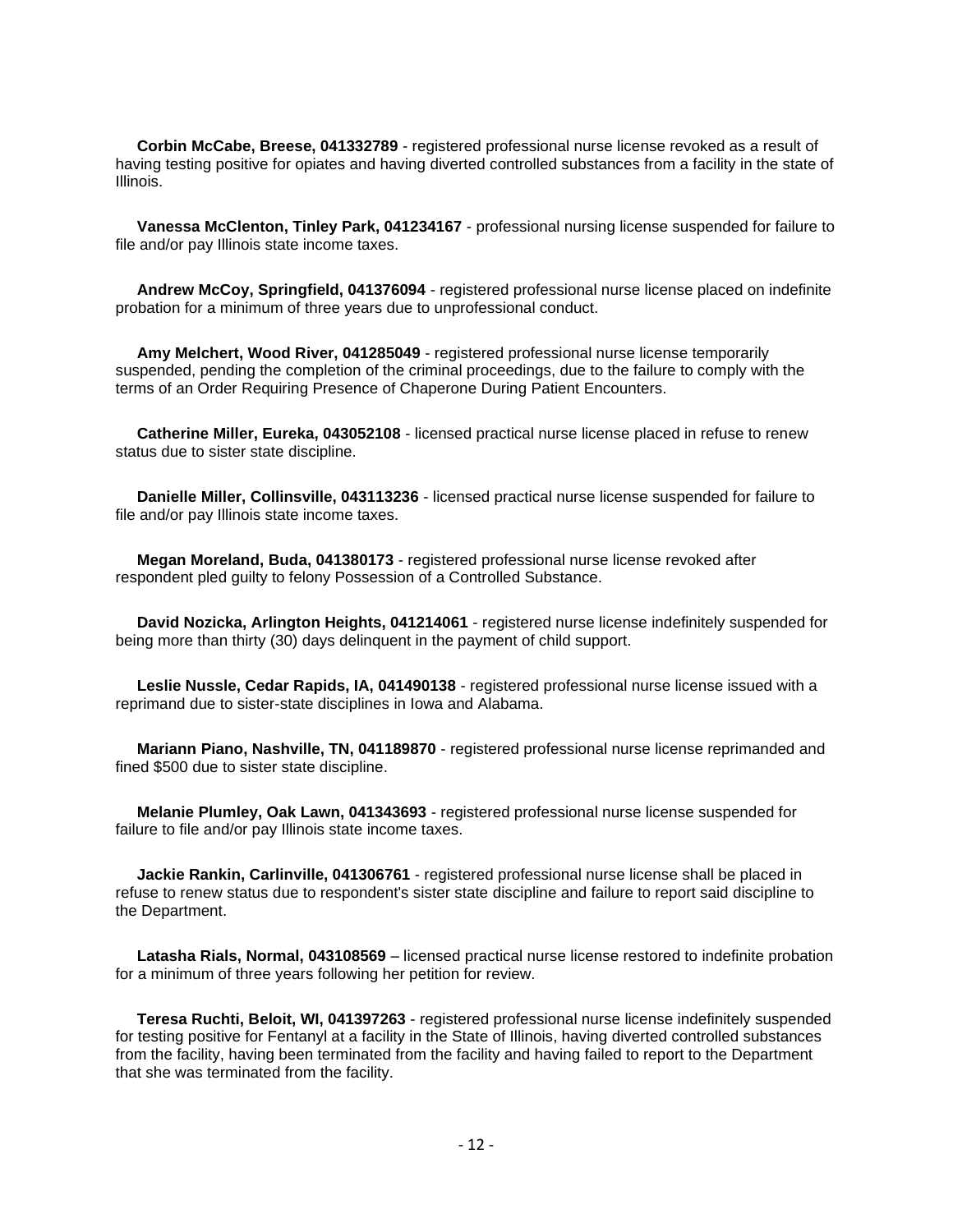**Corbin McCabe, Breese, 041332789** - registered professional nurse license revoked as a result of having testing positive for opiates and having diverted controlled substances from a facility in the state of Illinois.

**Vanessa McClenton, Tinley Park, 041234167** - professional nursing license suspended for failure to file and/or pay Illinois state income taxes.

**Andrew McCoy, Springfield, 041376094** - registered professional nurse license placed on indefinite probation for a minimum of three years due to unprofessional conduct.

**Amy Melchert, Wood River, 041285049** - registered professional nurse license temporarily suspended, pending the completion of the criminal proceedings, due to the failure to comply with the terms of an Order Requiring Presence of Chaperone During Patient Encounters.

**Catherine Miller, Eureka, 043052108** - licensed practical nurse license placed in refuse to renew status due to sister state discipline.

**Danielle Miller, Collinsville, 043113236** - licensed practical nurse license suspended for failure to file and/or pay Illinois state income taxes.

**Megan Moreland, Buda, 041380173** - registered professional nurse license revoked after respondent pled guilty to felony Possession of a Controlled Substance.

**David Nozicka, Arlington Heights, 041214061** - registered nurse license indefinitely suspended for being more than thirty (30) days delinquent in the payment of child support.

**Leslie Nussle, Cedar Rapids, IA, 041490138** - registered professional nurse license issued with a reprimand due to sister-state disciplines in Iowa and Alabama.

**Mariann Piano, Nashville, TN, 041189870** - registered professional nurse license reprimanded and fined $500 due to sister state discipline.

**Melanie Plumley, Oak Lawn, 041343693** - registered professional nurse license suspended for failure to file and/or pay Illinois state income taxes.

**Jackie Rankin, Carlinville, 041306761** - registered professional nurse license shall be placed in refuse to renew status due to respondent's sister state discipline and failure to report said discipline to the Department.

**Latasha Rials, Normal, 043108569** – licensed practical nurse license restored to indefinite probation for a minimum of three years following her petition for review.

**Teresa Ruchti, Beloit, WI, 041397263** - registered professional nurse license indefinitely suspended for testing positive for Fentanyl at a facility in the State of Illinois, having diverted controlled substances from the facility, having been terminated from the facility and having failed to report to the Department that she was terminated from the facility.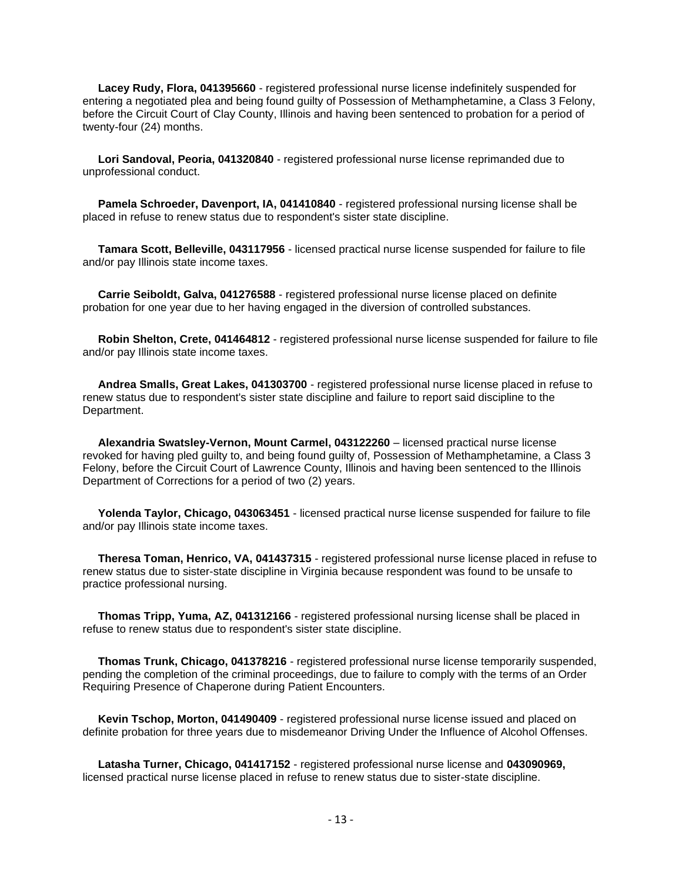**Lacey Rudy, Flora, 041395660** - registered professional nurse license indefinitely suspended for entering a negotiated plea and being found guilty of Possession of Methamphetamine, a Class 3 Felony, before the Circuit Court of Clay County, Illinois and having been sentenced to probation for a period of twenty-four (24) months.

**Lori Sandoval, Peoria, 041320840** - registered professional nurse license reprimanded due to unprofessional conduct.

**Pamela Schroeder, Davenport, IA, 041410840** - registered professional nursing license shall be placed in refuse to renew status due to respondent's sister state discipline.

**Tamara Scott, Belleville, 043117956** - licensed practical nurse license suspended for failure to file and/or pay Illinois state income taxes.

**Carrie Seiboldt, Galva, 041276588** - registered professional nurse license placed on definite probation for one year due to her having engaged in the diversion of controlled substances.

**Robin Shelton, Crete, 041464812** - registered professional nurse license suspended for failure to file and/or pay Illinois state income taxes.

**Andrea Smalls, Great Lakes, 041303700** - registered professional nurse license placed in refuse to renew status due to respondent's sister state discipline and failure to report said discipline to the Department.

**Alexandria Swatsley-Vernon, Mount Carmel, 043122260** – licensed practical nurse license revoked for having pled guilty to, and being found guilty of, Possession of Methamphetamine, a Class 3 Felony, before the Circuit Court of Lawrence County, Illinois and having been sentenced to the Illinois Department of Corrections for a period of two (2) years.

**Yolenda Taylor, Chicago, 043063451** - licensed practical nurse license suspended for failure to file and/or pay Illinois state income taxes.

**Theresa Toman, Henrico, VA, 041437315** - registered professional nurse license placed in refuse to renew status due to sister-state discipline in Virginia because respondent was found to be unsafe to practice professional nursing.

**Thomas Tripp, Yuma, AZ, 041312166** - registered professional nursing license shall be placed in refuse to renew status due to respondent's sister state discipline.

**Thomas Trunk, Chicago, 041378216** - registered professional nurse license temporarily suspended, pending the completion of the criminal proceedings, due to failure to comply with the terms of an Order Requiring Presence of Chaperone during Patient Encounters.

**Kevin Tschop, Morton, 041490409** - registered professional nurse license issued and placed on definite probation for three years due to misdemeanor Driving Under the Influence of Alcohol Offenses.

**Latasha Turner, Chicago, 041417152** - registered professional nurse license and **043090969,** licensed practical nurse license placed in refuse to renew status due to sister-state discipline.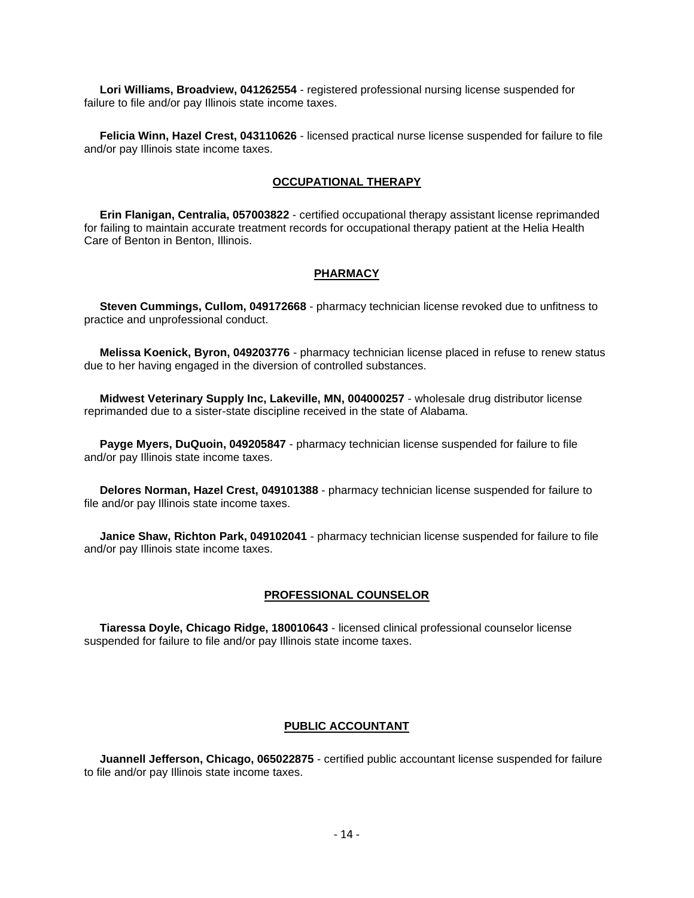**Lori Williams, Broadview, 041262554** - registered professional nursing license suspended for failure to file and/or pay Illinois state income taxes.

**Felicia Winn, Hazel Crest, 043110626** - licensed practical nurse license suspended for failure to file and/or pay Illinois state income taxes.

## OCCUPATIONAL THERAPY

**Erin Flanigan, Centralia, 057003822** - certified occupational therapy assistant license reprimanded for failing to maintain accurate treatment records for occupational therapy patient at the Helia Health Care of Benton in Benton, Illinois.

## PHARMACY

**Steven Cummings, Cullom, 049172668** - pharmacy technician license revoked due to unfitness to practice and unprofessional conduct.

**Melissa Koenick, Byron, 049203776** - pharmacy technician license placed in refuse to renew status due to her having engaged in the diversion of controlled substances.

**Midwest Veterinary Supply Inc, Lakeville, MN, 004000257** - wholesale drug distributor license reprimanded due to a sister-state discipline received in the state of Alabama.

**Payge Myers, DuQuoin, 049205847** - pharmacy technician license suspended for failure to file and/or pay Illinois state income taxes.

**Delores Norman, Hazel Crest, 049101388** - pharmacy technician license suspended for failure to file and/or pay Illinois state income taxes.

**Janice Shaw, Richton Park, 049102041** - pharmacy technician license suspended for failure to file and/or pay Illinois state income taxes.

## PROFESSIONAL COUNSELOR

**Tiaressa Doyle, Chicago Ridge, 180010643** - licensed clinical professional counselor license suspended for failure to file and/or pay Illinois state income taxes.

## PUBLIC ACCOUNTANT

**Juannell Jefferson, Chicago, 065022875** - certified public accountant license suspended for failure to file and/or pay Illinois state income taxes.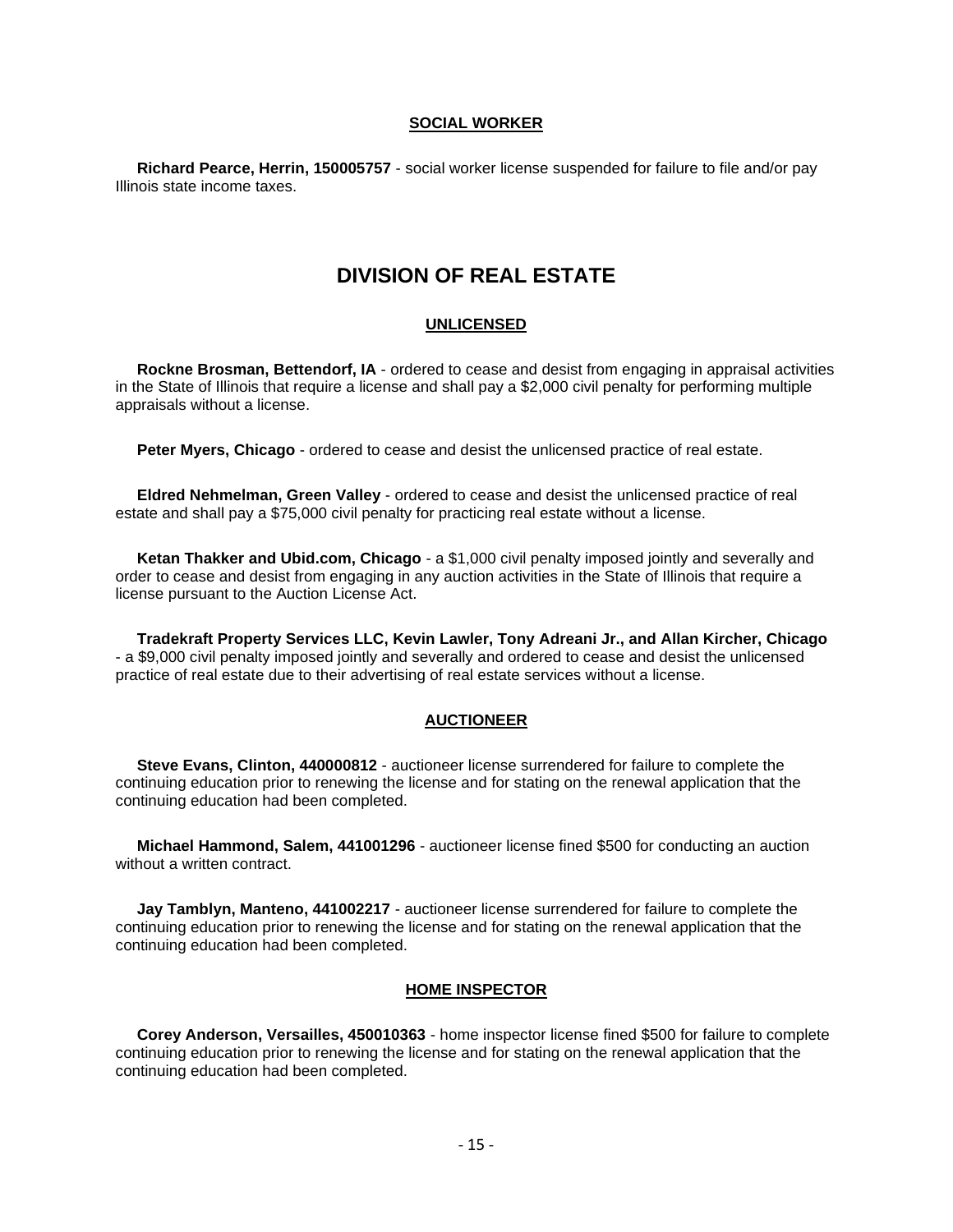### SOCIAL WORKER

**Richard Pearce, Herrin, 150005757** - social worker license suspended for failure to file and/or pay Illinois state income taxes.

## DIVISION OF REAL ESTATE

### UNLICENSED

**Rockne Brosman, Bettendorf, IA** - ordered to cease and desist from engaging in appraisal activities in the State of Illinois that require a license and shall pay a $2,000 civil penalty for performing multiple appraisals without a license.

**Peter Myers, Chicago** - ordered to cease and desist the unlicensed practice of real estate.

**Eldred Nehmelman, Green Valley** - ordered to cease and desist the unlicensed practice of real estate and shall pay a $75,000 civil penalty for practicing real estate without a license.

**Ketan Thakker and Ubid.com, Chicago** - a $1,000 civil penalty imposed jointly and severally and order to cease and desist from engaging in any auction activities in the State of Illinois that require a license pursuant to the Auction License Act.

**Tradekraft Property Services LLC, Kevin Lawler, Tony Adreani Jr., and Allan Kircher, Chicago** - a $9,000 civil penalty imposed jointly and severally and ordered to cease and desist the unlicensed practice of real estate due to their advertising of real estate services without a license.

### AUCTIONEER

**Steve Evans, Clinton, 440000812** - auctioneer license surrendered for failure to complete the continuing education prior to renewing the license and for stating on the renewal application that the continuing education had been completed.

**Michael Hammond, Salem, 441001296** - auctioneer license fined $500 for conducting an auction without a written contract.

**Jay Tamblyn, Manteno, 441002217** - auctioneer license surrendered for failure to complete the continuing education prior to renewing the license and for stating on the renewal application that the continuing education had been completed.

### HOME INSPECTOR

**Corey Anderson, Versailles, 450010363** - home inspector license fined $500 for failure to complete continuing education prior to renewing the license and for stating on the renewal application that the continuing education had been completed.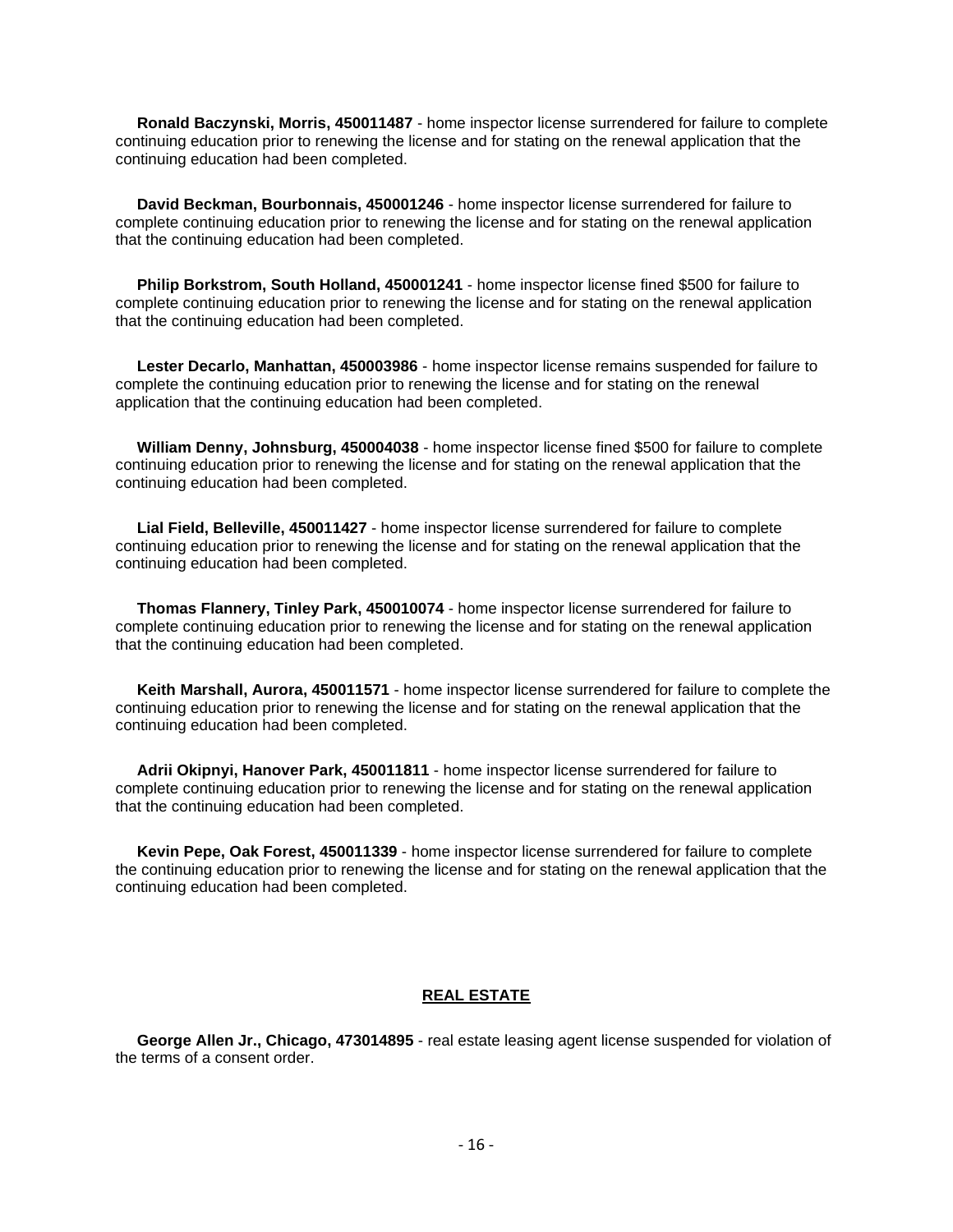**Ronald Baczynski, Morris, 450011487** - home inspector license surrendered for failure to complete continuing education prior to renewing the license and for stating on the renewal application that the continuing education had been completed.

**David Beckman, Bourbonnais, 450001246** - home inspector license surrendered for failure to complete continuing education prior to renewing the license and for stating on the renewal application that the continuing education had been completed.

**Philip Borkstrom, South Holland, 450001241** - home inspector license fined $500 for failure to complete continuing education prior to renewing the license and for stating on the renewal application that the continuing education had been completed.

**Lester Decarlo, Manhattan, 450003986** - home inspector license remains suspended for failure to complete the continuing education prior to renewing the license and for stating on the renewal application that the continuing education had been completed.

**William Denny, Johnsburg, 450004038** - home inspector license fined $500 for failure to complete continuing education prior to renewing the license and for stating on the renewal application that the continuing education had been completed.

**Lial Field, Belleville, 450011427** - home inspector license surrendered for failure to complete continuing education prior to renewing the license and for stating on the renewal application that the continuing education had been completed.

**Thomas Flannery, Tinley Park, 450010074** - home inspector license surrendered for failure to complete continuing education prior to renewing the license and for stating on the renewal application that the continuing education had been completed.

**Keith Marshall, Aurora, 450011571** - home inspector license surrendered for failure to complete the continuing education prior to renewing the license and for stating on the renewal application that the continuing education had been completed.

**Adrii Okipnyi, Hanover Park, 450011811** - home inspector license surrendered for failure to complete continuing education prior to renewing the license and for stating on the renewal application that the continuing education had been completed.

**Kevin Pepe, Oak Forest, 450011339** - home inspector license surrendered for failure to complete the continuing education prior to renewing the license and for stating on the renewal application that the continuing education had been completed.

## REAL ESTATE

**George Allen Jr., Chicago, 473014895** - real estate leasing agent license suspended for violation of the terms of a consent order.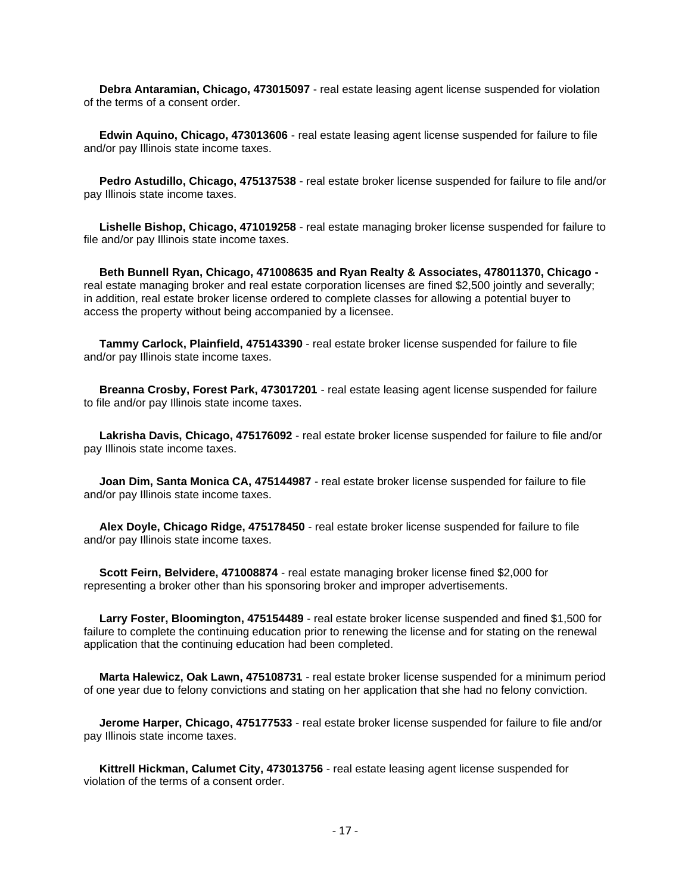**Debra Antaramian, Chicago, 473015097** - real estate leasing agent license suspended for violation of the terms of a consent order.

**Edwin Aquino, Chicago, 473013606** - real estate leasing agent license suspended for failure to file and/or pay Illinois state income taxes.

**Pedro Astudillo, Chicago, 475137538** - real estate broker license suspended for failure to file and/or pay Illinois state income taxes.

**Lishelle Bishop, Chicago, 471019258** - real estate managing broker license suspended for failure to file and/or pay Illinois state income taxes.

**Beth Bunnell Ryan, Chicago, 471008635 and Ryan Realty & Associates, 478011370, Chicago -** real estate managing broker and real estate corporation licenses are fined $2,500 jointly and severally; in addition, real estate broker license ordered to complete classes for allowing a potential buyer to access the property without being accompanied by a licensee.

**Tammy Carlock, Plainfield, 475143390** - real estate broker license suspended for failure to file and/or pay Illinois state income taxes.

**Breanna Crosby, Forest Park, 473017201** - real estate leasing agent license suspended for failure to file and/or pay Illinois state income taxes.

**Lakrisha Davis, Chicago, 475176092** - real estate broker license suspended for failure to file and/or pay Illinois state income taxes.

**Joan Dim, Santa Monica CA, 475144987** - real estate broker license suspended for failure to file and/or pay Illinois state income taxes.

**Alex Doyle, Chicago Ridge, 475178450** - real estate broker license suspended for failure to file and/or pay Illinois state income taxes.

**Scott Feirn, Belvidere, 471008874** - real estate managing broker license fined $2,000 for representing a broker other than his sponsoring broker and improper advertisements.

**Larry Foster, Bloomington, 475154489** - real estate broker license suspended and fined $1,500 for failure to complete the continuing education prior to renewing the license and for stating on the renewal application that the continuing education had been completed.

**Marta Halewicz, Oak Lawn, 475108731** - real estate broker license suspended for a minimum period of one year due to felony convictions and stating on her application that she had no felony conviction.

**Jerome Harper, Chicago, 475177533** - real estate broker license suspended for failure to file and/or pay Illinois state income taxes.

**Kittrell Hickman, Calumet City, 473013756** - real estate leasing agent license suspended for violation of the terms of a consent order.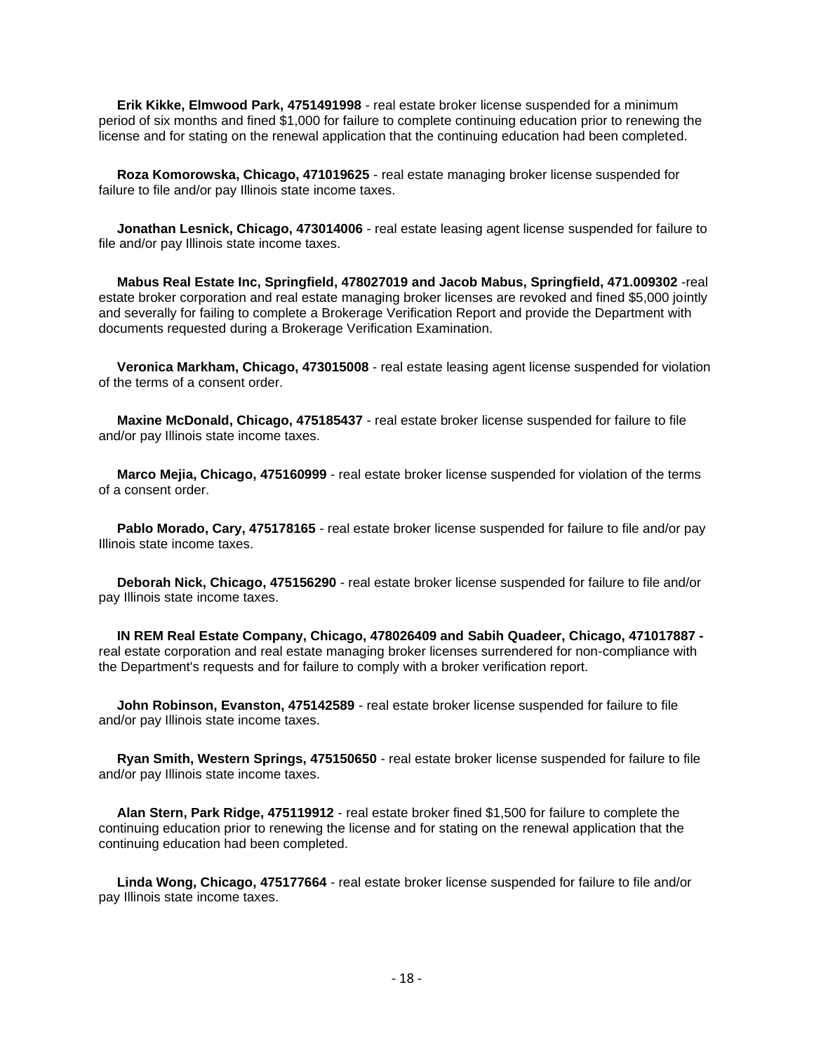**Erik Kikke, Elmwood Park, 4751491998** - real estate broker license suspended for a minimum period of six months and fined $1,000 for failure to complete continuing education prior to renewing the license and for stating on the renewal application that the continuing education had been completed.

**Roza Komorowska, Chicago, 471019625** - real estate managing broker license suspended for failure to file and/or pay Illinois state income taxes.

**Jonathan Lesnick, Chicago, 473014006** - real estate leasing agent license suspended for failure to file and/or pay Illinois state income taxes.

**Mabus Real Estate Inc, Springfield, 478027019 and Jacob Mabus, Springfield, 471.009302** -real estate broker corporation and real estate managing broker licenses are revoked and fined $5,000 jointly and severally for failing to complete a Brokerage Verification Report and provide the Department with documents requested during a Brokerage Verification Examination.

**Veronica Markham, Chicago, 473015008** - real estate leasing agent license suspended for violation of the terms of a consent order.

**Maxine McDonald, Chicago, 475185437** - real estate broker license suspended for failure to file and/or pay Illinois state income taxes.

**Marco Mejia, Chicago, 475160999** - real estate broker license suspended for violation of the terms of a consent order.

**Pablo Morado, Cary, 475178165** - real estate broker license suspended for failure to file and/or pay Illinois state income taxes.

**Deborah Nick, Chicago, 475156290** - real estate broker license suspended for failure to file and/or pay Illinois state income taxes.

**IN REM Real Estate Company, Chicago, 478026409 and Sabih Quadeer, Chicago, 471017887 -** real estate corporation and real estate managing broker licenses surrendered for non-compliance with the Department's requests and for failure to comply with a broker verification report.

**John Robinson, Evanston, 475142589** - real estate broker license suspended for failure to file and/or pay Illinois state income taxes.

**Ryan Smith, Western Springs, 475150650** - real estate broker license suspended for failure to file and/or pay Illinois state income taxes.

**Alan Stern, Park Ridge, 475119912** - real estate broker fined $1,500 for failure to complete the continuing education prior to renewing the license and for stating on the renewal application that the continuing education had been completed.

**Linda Wong, Chicago, 475177664** - real estate broker license suspended for failure to file and/or pay Illinois state income taxes.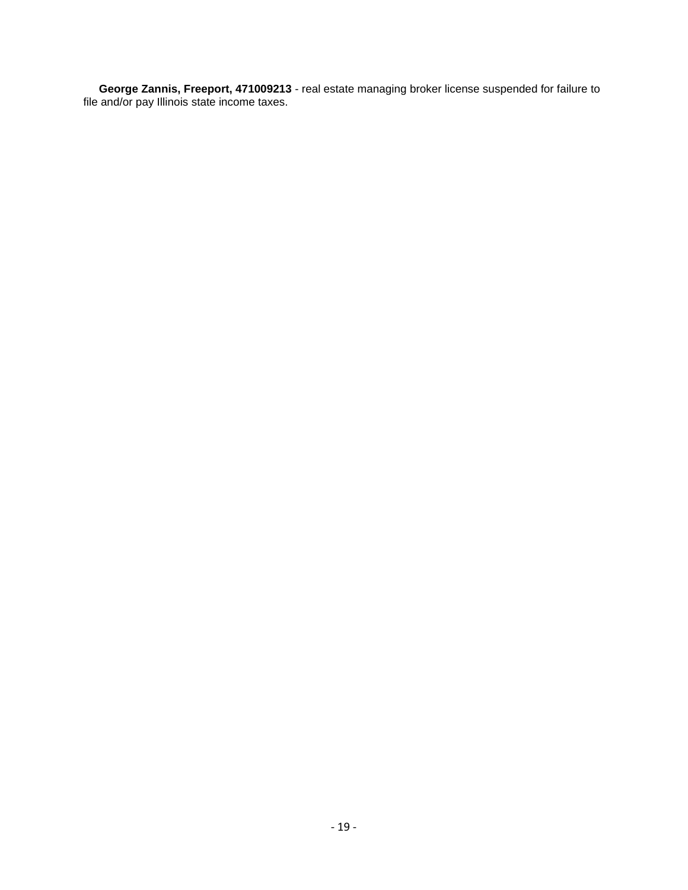**George Zannis, Freeport, 471009213** - real estate managing broker license suspended for failure to file and/or pay Illinois state income taxes.